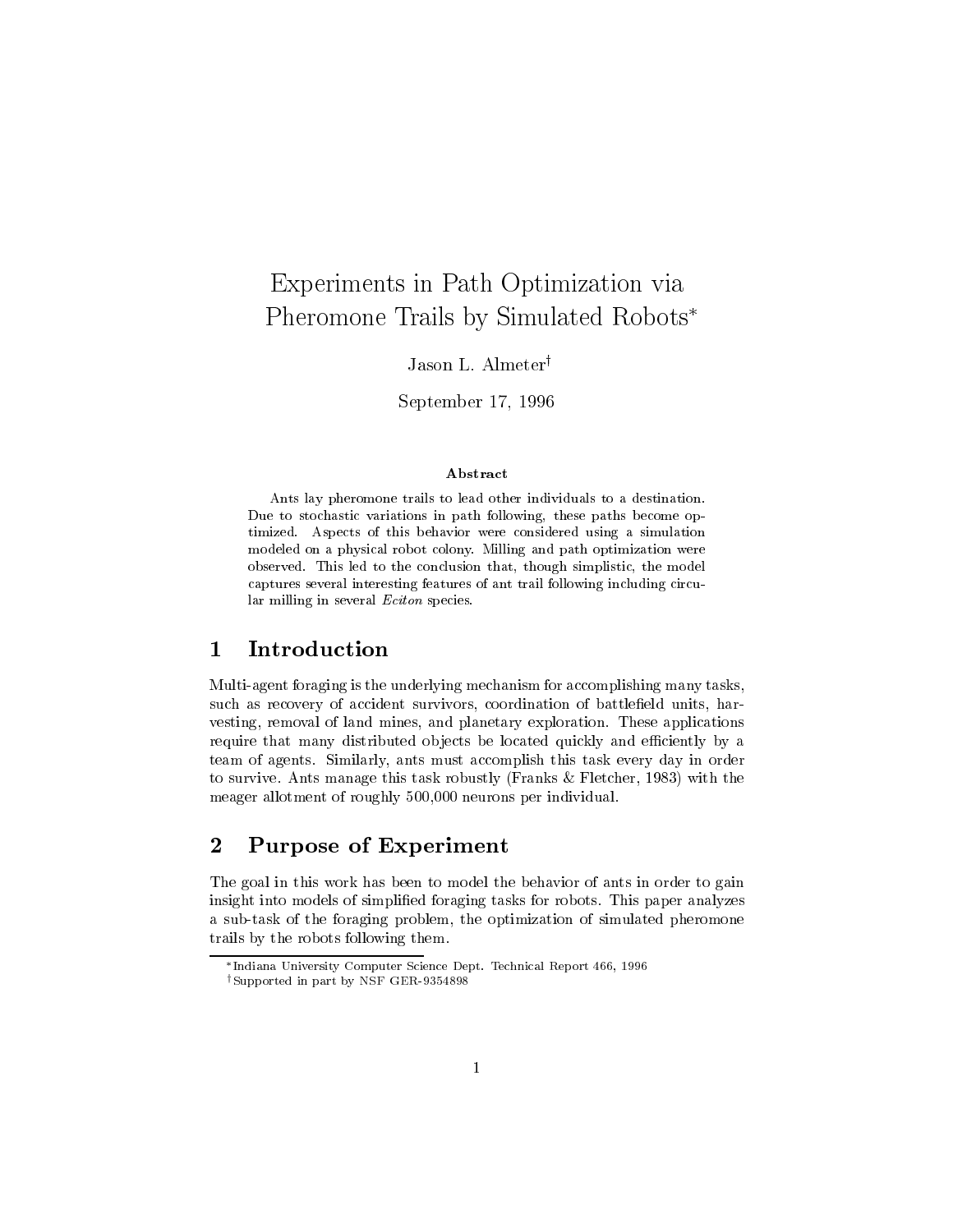# Experiments in Path Optimization via Pheromone Trails by Simulated Robots[*]

Jason L. Almeter[†]

September 17, 1996

**Abstract**

Ants lay pheromone trails to lead other individuals to a destination. Due to stochastic variations in path following, these paths become optimized. Aspects of this behavior were considered using a simulation modeled on a physical robot colony. Milling and path optimization were observed. This led to the conclusion that, though simplistic, the model captures several interesting features of ant trail following including circular milling in several *Eciton* species.

## 1 Introduction

Multi-agent foraging is the underlying mechanism for accomplishing many tasks, such as recovery of accident survivors, coordination of battlefield units, harvesting, removal of land mines, and planetary exploration. These applications require that many distributed objects be located quickly and efficiently by a team of agents. Similarly, ants must accomplish this task every day in order to survive. Ants manage this task robustly (Franks & Fletcher, 1983) with the meager allotment of roughly 500,000 neurons per individual.

## 2 Purpose of Experiment

The goal in this work has been to model the behavior of ants in order to gain insight into models of simplified foraging tasks for robots. This paper analyzes a sub-task of the foraging problem, the optimization of simulated pheromone trails by the robots following them.

[*] Indiana University Computer Science Dept. Technical Report 466, 1996

[†] Supported in part by NSF GER-9354898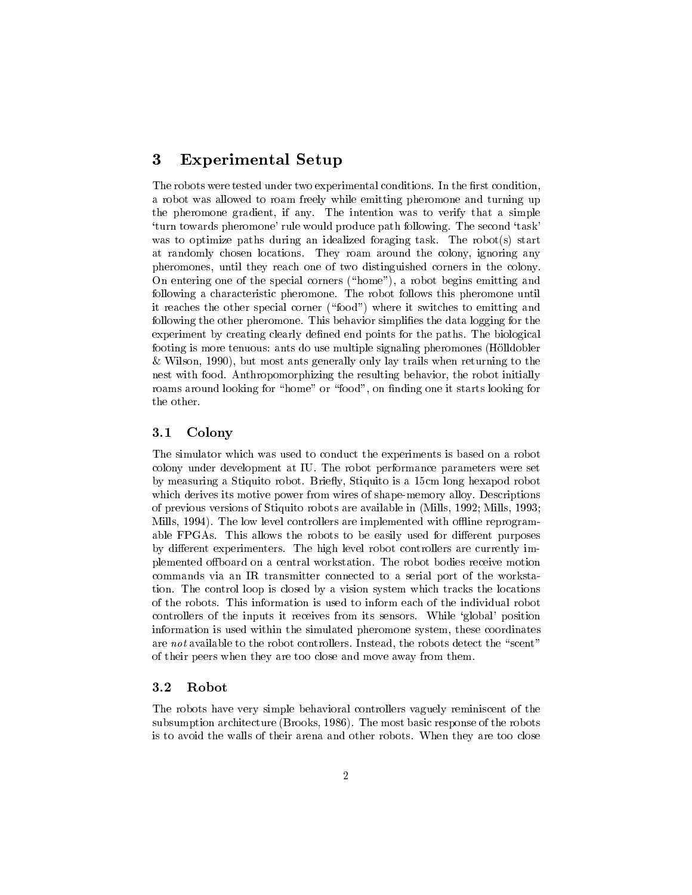# 3 Experimental Setup

The robots were tested under two experimental conditions. In the first condition, a robot was allowed to roam freely while emitting pheromone and turning up the pheromone gradient, if any. The intention was to verify that a simple 'turn towards pheromone' rule would produce path following. The second 'task' was to optimize paths during an idealized foraging task. The robot(s) start at randomly chosen locations. They roam around the colony, ignoring any pheromones, until they reach one of two distinguished corners in the colony. On entering one of the special corners ("home"), a robot begins emitting and following a characteristic pheromone. The robot follows this pheromone until it reaches the other special corner ("food") where it switches to emitting and following the other pheromone. This behavior simplifies the data logging for the experiment by creating clearly defined end points for the paths. The biological footing is more tenuous: ants do use multiple signaling pheromones (Hölldobler & Wilson, 1990), but most ants generally only lay trails when returning to the nest with food. Anthropomorphizing the resulting behavior, the robot initially roams around looking for "home" or "food", on finding one it starts looking for the other.

## 3.1 Colony

The simulator which was used to conduct the experiments is based on a robot colony under development at IU. The robot performance parameters were set by measuring a Stiquito robot. Briefly, Stiquito is a 15cm long hexapod robot which derives its motive power from wires of shape-memory alloy. Descriptions of previous versions of Stiquito robots are available in (Mills, 1992; Mills, 1993; Mills, 1994). The low level controllers are implemented with offline reprogramable FPGAs. This allows the robots to be easily used for different purposes by different experimenters. The high level robot controllers are currently implemented offboard on a central workstation. The robot bodies receive motion commands via an IR transmitter connected to a serial port of the workstation. The control loop is closed by a vision system which tracks the locations of the robots. This information is used to inform each of the individual robot controllers of the inputs it receives from its sensors. While 'global' position information is used within the simulated pheromone system, these coordinates are *not* available to the robot controllers. Instead, the robots detect the "scent" of their peers when they are too close and move away from them.

## 3.2 Robot

The robots have very simple behavioral controllers vaguely reminiscent of the subsumption architecture (Brooks, 1986). The most basic response of the robots is to avoid the walls of their arena and other robots. When they are too close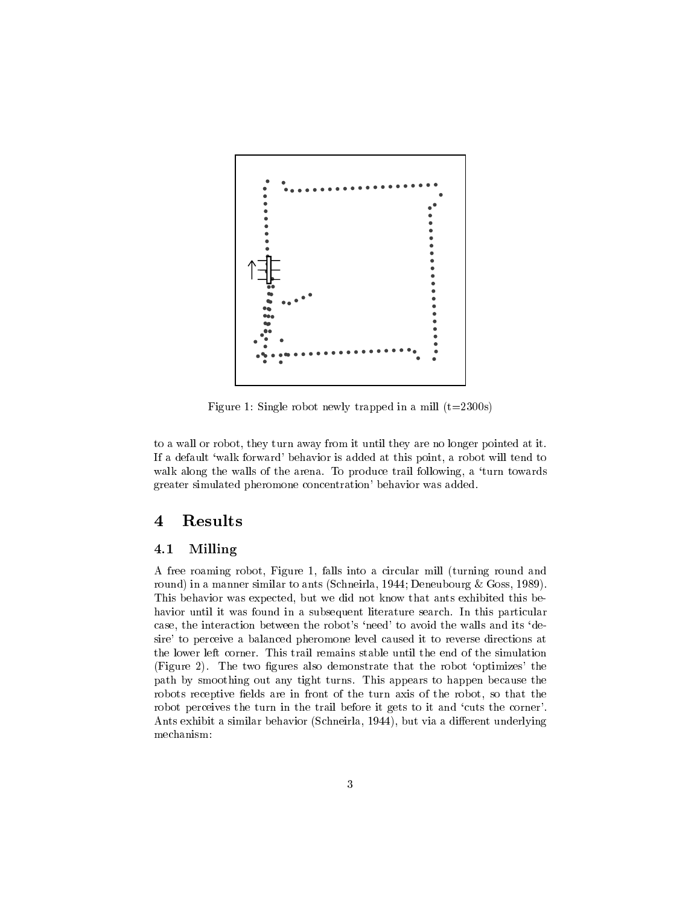Figure 1: Single robot newly trapped in a mill (t=2300s)

to a wall or robot, they turn away from it until they are no longer pointed at it. If a default 'walk forward' behavior is added at this point, a robot will tend to walk along the walls of the arena. To produce trail following, a 'turn towards greater simulated pheromone concentration' behavior was added.

# 4 Results

## 4.1 Milling

A free roaming robot, Figure 1, falls into a circular mill (turning round and round) in a manner similar to ants (Schneirla, 1944; Deneubourg & Goss, 1989). This behavior was expected, but we did not know that ants exhibited this behavior until it was found in a subsequent literature search. In this particular case, the interaction between the robot's 'need' to avoid the walls and its 'desire' to perceive a balanced pheromone level caused it to reverse directions at the lower left corner. This trail remains stable until the end of the simulation (Figure 2). The two figures also demonstrate that the robot 'optimizes' the path by smoothing out any tight turns. This appears to happen because the robots receptive fields are in front of the turn axis of the robot, so that the robot perceives the turn in the trail before it gets to it and 'cuts the corner'. Ants exhibit a similar behavior (Schneirla, 1944), but via a different underlying mechanism: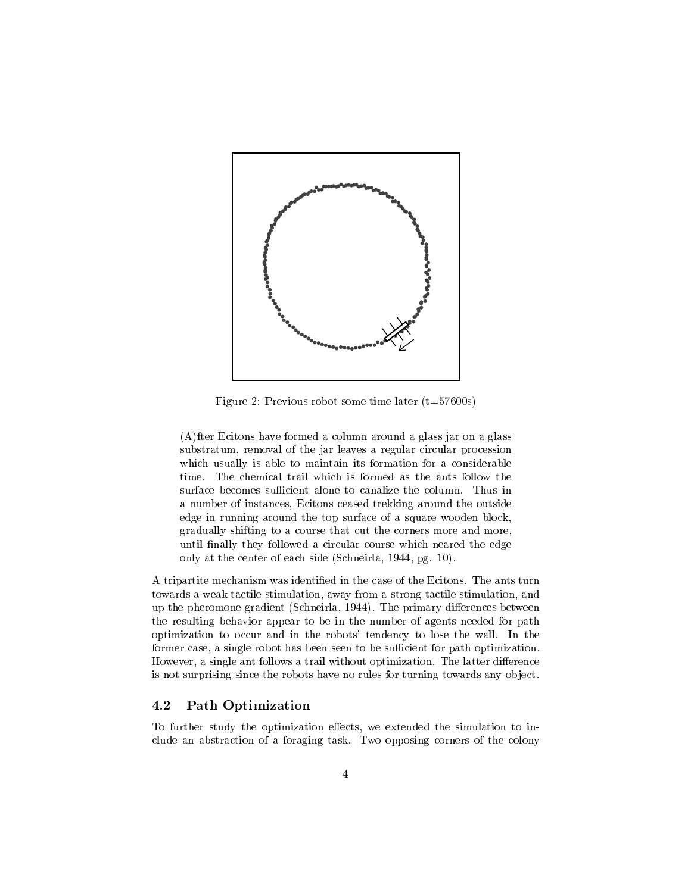Figure 2: Previous robot some time later (t=57600s)

> (A)fter Ecitons have formed a column around a glass jar on a glass substratum, removal of the jar leaves a regular circular procession which usually is able to maintain its formation for a considerable time. The chemical trail which is formed as the ants follow the surface becomes sufficient alone to canalize the column. Thus in a number of instances, Ecitons ceased trekking around the outside edge in running around the top surface of a square wooden block, gradually shifting to a course that cut the corners more and more, until finally they followed a circular course which neared the edge only at the center of each side (Schneirla, 1944, pg. 10).

A tripartite mechanism was identified in the case of the Ecitons. The ants turn towards a weak tactile stimulation, away from a strong tactile stimulation, and up the pheromone gradient (Schneirla, 1944). The primary differences between the resulting behavior appear to be in the number of agents needed for path optimization to occur and in the robots' tendency to lose the wall. In the former case, a single robot has been seen to be sufficient for path optimization. However, a single ant follows a trail without optimization. The latter difference is not surprising since the robots have no rules for turning towards any object.

### 4.2 Path Optimization

To further study the optimization effects, we extended the simulation to include an abstraction of a foraging task. Two opposing corners of the colony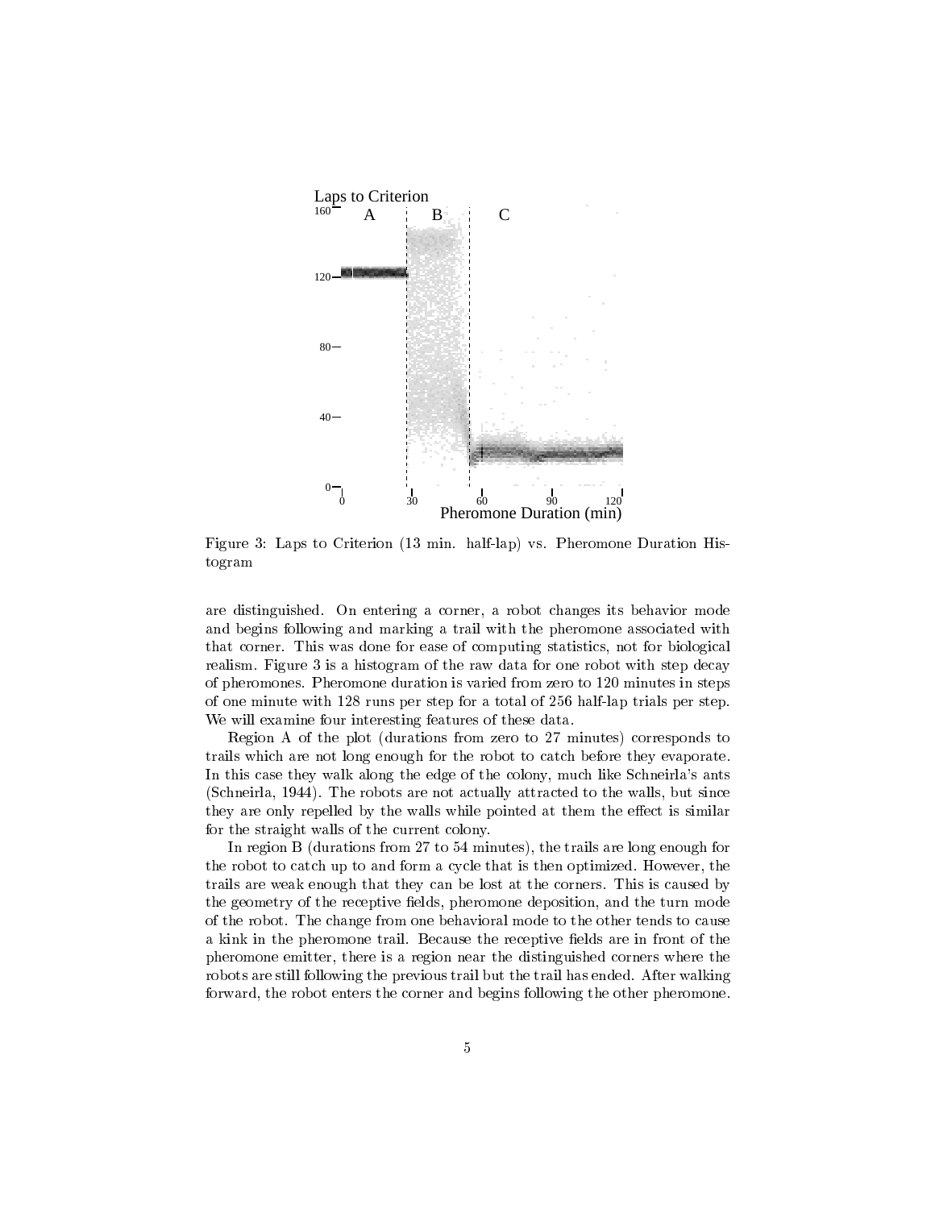Figure 3: Laps to Criterion (13 min. half-lap) vs. Pheromone Duration Histogram

are distinguished. On entering a corner, a robot changes its behavior mode and begins following and marking a trail with the pheromone associated with that corner. This was done for ease of computing statistics, not for biological realism. Figure 3 is a histogram of the raw data for one robot with step decay of pheromones. Pheromone duration is varied from zero to 120 minutes in steps of one minute with 128 runs per step for a total of 256 half-lap trials per step. We will examine four interesting features of these data.

Region A of the plot (durations from zero to 27 minutes) corresponds to trails which are not long enough for the robot to catch before they evaporate. In this case they walk along the edge of the colony, much like Schneirla's ants (Schneirla, 1944). The robots are not actually attracted to the walls, but since they are only repelled by the walls while pointed at them the effect is similar for the straight walls of the current colony.

In region B (durations from 27 to 54 minutes), the trails are long enough for the robot to catch up to and form a cycle that is then optimized. However, the trails are weak enough that they can be lost at the corners. This is caused by the geometry of the receptive fields, pheromone deposition, and the turn mode of the robot. The change from one behavioral mode to the other tends to cause a kink in the pheromone trail. Because the receptive fields are in front of the pheromone emitter, there is a region near the distinguished corners where the robots are still following the previous trail but the trail has ended. After walking forward, the robot enters the corner and begins following the other pheromone.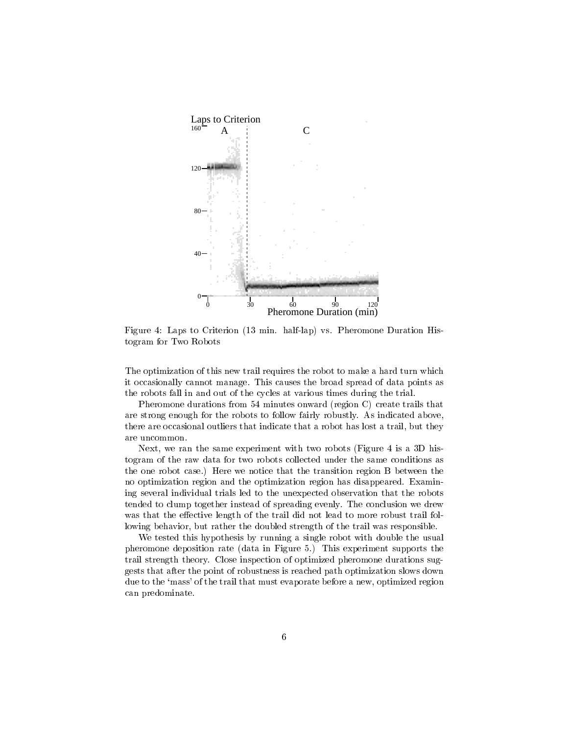Figure 4: Laps to Criterion (13 min. half-lap) vs. Pheromone Duration Histogram for Two Robots

The optimization of this new trail requires the robot to make a hard turn which it occasionally cannot manage. This causes the broad spread of data points as the robots fall in and out of the cycles at various times during the trial.

Pheromone durations from 54 minutes onward (region C) create trails that are strong enough for the robots to follow fairly robustly. As indicated above, there are occasional outliers that indicate that a robot has lost a trail, but they are uncommon.

Next, we ran the same experiment with two robots (Figure 4 is a 3D histogram of the raw data for two robots collected under the same conditions as the one robot case.) Here we notice that the transition region B between the no optimization region and the optimization region has disappeared. Examining several individual trials led to the unexpected observation that the robots tended to clump together instead of spreading evenly. The conclusion we drew was that the effective length of the trail did not lead to more robust trail following behavior, but rather the doubled strength of the trail was responsible.

We tested this hypothesis by running a single robot with double the usual pheromone deposition rate (data in Figure 5.) This experiment supports the trail strength theory. Close inspection of optimized pheromone durations suggests that after the point of robustness is reached path optimization slows down due to the 'mass' of the trail that must evaporate before a new, optimized region can predominate.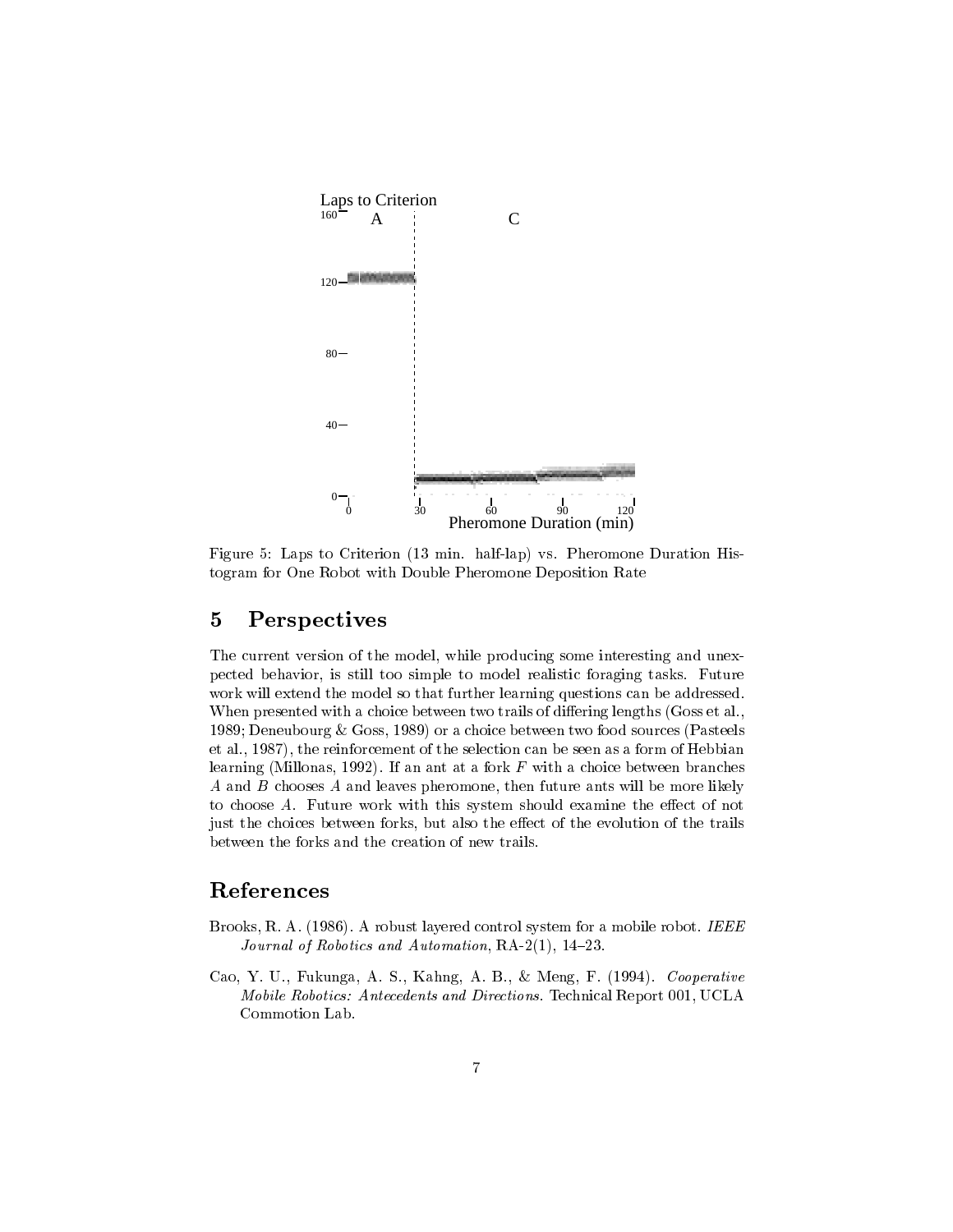Figure 5: Laps to Criterion (13 min. half-lap) vs. Pheromone Duration Histogram for One Robot with Double Pheromone Deposition Rate

## 5 Perspectives

The current version of the model, while producing some interesting and unexpected behavior, is still too simple to model realistic foraging tasks. Future work will extend the model so that further learning questions can be addressed. When presented with a choice between two trails of differing lengths (Goss et al., 1989; Deneubourg & Goss, 1989) or a choice between two food sources (Pasteels et al., 1987), the reinforcement of the selection can be seen as a form of Hebbian learning (Millonas, 1992). If an ant at a fork $F$ with a choice between branches $A$ and $B$ chooses $A$ and leaves pheromone, then future ants will be more likely to choose $A$. Future work with this system should examine the effect of not just the choices between forks, but also the effect of the evolution of the trails between the forks and the creation of new trails.

## References

Brooks, R. A. (1986). A robust layered control system for a mobile robot. *IEEE Journal of Robotics and Automation*, RA-2(1), 14–23.

Cao, Y. U., Fukunga, A. S., Kahng, A. B., & Meng, F. (1994). *Cooperative Mobile Robotics: Antecedents and Directions.* Technical Report 001, UCLA Commotion Lab.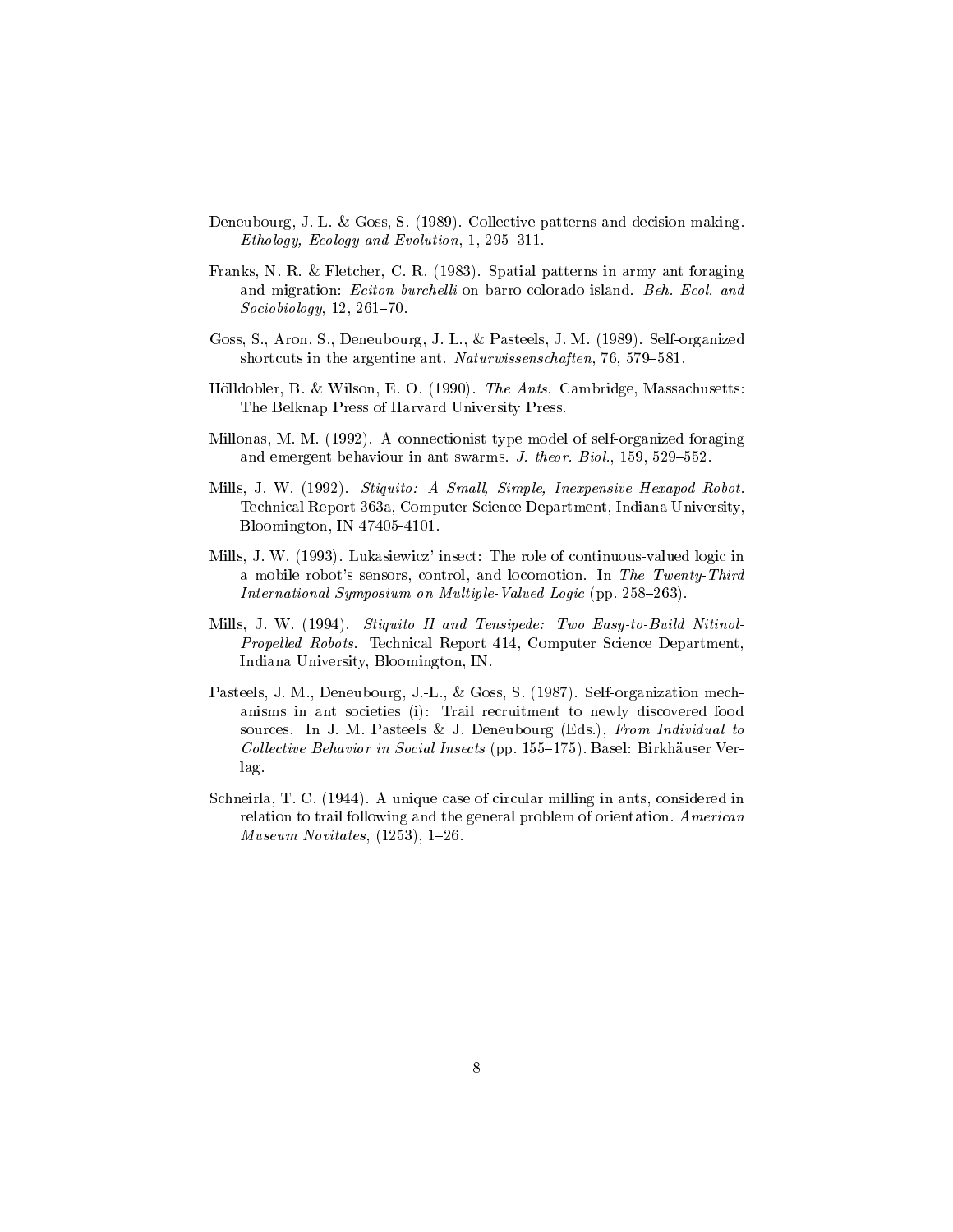Deneubourg, J. L. & Goss, S. (1989). Collective patterns and decision making. *Ethology, Ecology and Evolution*, 1, 295–311.

Franks, N. R. & Fletcher, C. R. (1983). Spatial patterns in army ant foraging and migration: *Eciton burchelli* on barro colorado island. *Beh. Ecol. and Sociobiology*, 12, 261–70.

Goss, S., Aron, S., Deneubourg, J. L., & Pasteels, J. M. (1989). Self-organized shortcuts in the argentine ant. *Naturwissenschaften*, 76, 579–581.

Hölldobler, B. & Wilson, E. O. (1990). *The Ants*. Cambridge, Massachusetts: The Belknap Press of Harvard University Press.

Millonas, M. M. (1992). A connectionist type model of self-organized foraging and emergent behaviour in ant swarms. *J. theor. Biol.*, 159, 529–552.

Mills, J. W. (1992). *Stiquito: A Small, Simple, Inexpensive Hexapod Robot*. Technical Report 363a, Computer Science Department, Indiana University, Bloomington, IN 47405-4101.

Mills, J. W. (1993). Lukasiewicz' insect: The role of continuous-valued logic in a mobile robot's sensors, control, and locomotion. In *The Twenty-Third International Symposium on Multiple-Valued Logic* (pp. 258–263).

Mills, J. W. (1994). *Stiquito II and Tensipede: Two Easy-to-Build Nitinol-Propelled Robots*. Technical Report 414, Computer Science Department, Indiana University, Bloomington, IN.

Pasteels, J. M., Deneubourg, J.-L., & Goss, S. (1987). Self-organization mechanisms in ant societies (i): Trail recruitment to newly discovered food sources. In J. M. Pasteels & J. Deneubourg (Eds.), *From Individual to Collective Behavior in Social Insects* (pp. 155–175). Basel: Birkhäuser Verlag.

Schneirla, T. C. (1944). A unique case of circular milling in ants, considered in relation to trail following and the general problem of orientation. *American Museum Novitates*, (1253), 1–26.